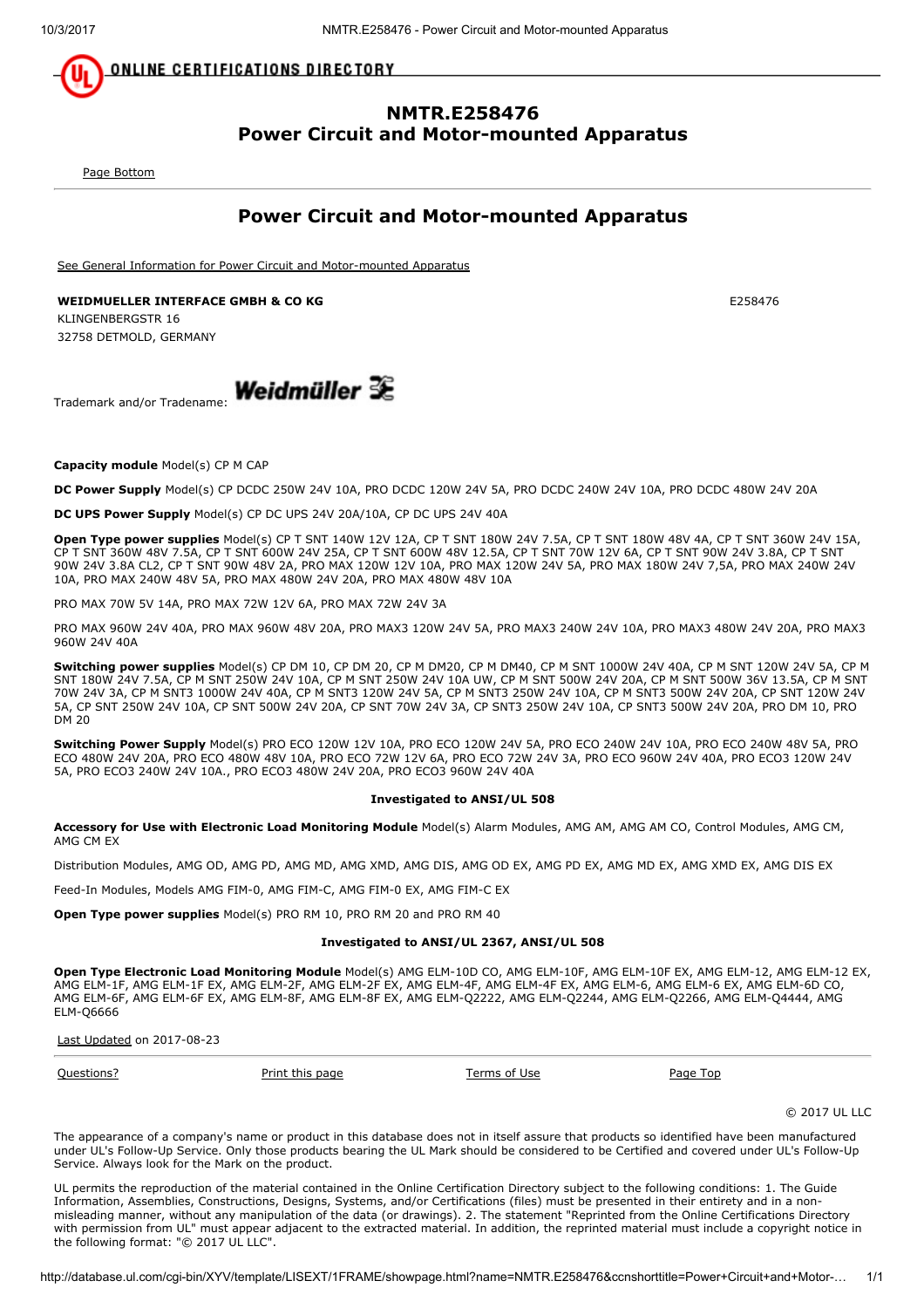ONLINE CERTIFICATIONS DIRECTORY

# NMTR.E258476
# Power Circuit and Motor-mounted Apparatus

Page Bottom

## Power Circuit and Motor-mounted Apparatus

See General Information for Power Circuit and Motor-mounted Apparatus

**WEIDMUELLER INTERFACE GMBH & CO KG** E258476
KLINGENBERGSTR 16
32758 DETMOLD, GERMANY

Trademark and/or Tradename: Weidmüller

**Capacity module** Model(s) CP M CAP

**DC Power Supply** Model(s) CP DCDC 250W 24V 10A, PRO DCDC 120W 24V 5A, PRO DCDC 240W 24V 10A, PRO DCDC 480W 24V 20A

**DC UPS Power Supply** Model(s) CP DC UPS 24V 20A/10A, CP DC UPS 24V 40A

**Open Type power supplies** Model(s) CP T SNT 140W 12V 12A, CP T SNT 180W 24V 7.5A, CP T SNT 180W 48V 4A, CP T SNT 360W 24V 15A, CP T SNT 360W 48V 7.5A, CP T SNT 600W 24V 25A, CP T SNT 600W 48V 12.5A, CP T SNT 70W 12V 6A, CP T SNT 90W 24V 3.8A, CP T SNT 90W 24V 3.8A CL2, CP T SNT 90W 48V 2A, PRO MAX 120W 12V 10A, PRO MAX 120W 24V 5A, PRO MAX 180W 24V 7,5A, PRO MAX 240W 24V 10A, PRO MAX 240W 48V 5A, PRO MAX 480W 24V 20A, PRO MAX 480W 48V 10A

PRO MAX 70W 5V 14A, PRO MAX 72W 12V 6A, PRO MAX 72W 24V 3A

PRO MAX 960W 24V 40A, PRO MAX 960W 48V 20A, PRO MAX3 120W 24V 5A, PRO MAX3 240W 24V 10A, PRO MAX3 480W 24V 20A, PRO MAX3 960W 24V 40A

**Switching power supplies** Model(s) CP DM 10, CP DM 20, CP M DM20, CP M DM40, CP M SNT 1000W 24V 40A, CP M SNT 120W 24V 5A, CP M SNT 180W 24V 7.5A, CP M SNT 250W 24V 10A, CP M SNT 250W 24V 10A UW, CP M SNT 500W 24V 20A, CP M SNT 500W 36V 13.5A, CP M SNT 70W 24V 3A, CP M SNT3 1000W 24V 40A, CP M SNT3 120W 24V 5A, CP M SNT3 250W 24V 10A, CP M SNT3 500W 24V 20A, CP SNT 120W 24V 5A, CP SNT 250W 24V 10A, CP SNT 500W 24V 20A, CP SNT 70W 24V 3A, CP SNT3 250W 24V 10A, CP SNT3 500W 24V 20A, PRO DM 10, PRO DM 20

**Switching Power Supply** Model(s) PRO ECO 120W 12V 10A, PRO ECO 120W 24V 5A, PRO ECO 240W 24V 10A, PRO ECO 240W 48V 5A, PRO ECO 480W 24V 20A, PRO ECO 480W 48V 10A, PRO ECO 72W 12V 6A, PRO ECO 72W 24V 3A, PRO ECO 960W 24V 40A, PRO ECO3 120W 24V 5A, PRO ECO3 240W 24V 10A., PRO ECO3 480W 24V 20A, PRO ECO3 960W 24V 40A

**Investigated to ANSI/UL 508**

**Accessory for Use with Electronic Load Monitoring Module** Model(s) Alarm Modules, AMG AM, AMG AM CO, Control Modules, AMG CM, AMG CM EX

Distribution Modules, AMG OD, AMG PD, AMG MD, AMG XMD, AMG DIS, AMG OD EX, AMG PD EX, AMG MD EX, AMG XMD EX, AMG DIS EX

Feed-In Modules, Models AMG FIM-0, AMG FIM-C, AMG FIM-0 EX, AMG FIM-C EX

**Open Type power supplies** Model(s) PRO RM 10, PRO RM 20 and PRO RM 40

**Investigated to ANSI/UL 2367, ANSI/UL 508**

**Open Type Electronic Load Monitoring Module** Model(s) AMG ELM-10D CO, AMG ELM-10F, AMG ELM-10F EX, AMG ELM-12, AMG ELM-12 EX, AMG ELM-1F, AMG ELM-1F EX, AMG ELM-2F, AMG ELM-2F EX, AMG ELM-4F, AMG ELM-4F EX, AMG ELM-6, AMG ELM-6 EX, AMG ELM-6D CO, AMG ELM-6F, AMG ELM-6F EX, AMG ELM-8F, AMG ELM-8F EX, AMG ELM-Q2222, AMG ELM-Q2244, AMG ELM-Q2266, AMG ELM-Q4444, AMG ELM-Q6666

Last Updated on 2017-08-23

Questions? Print this page Terms of Use Page Top

© 2017 UL LLC

The appearance of a company's name or product in this database does not in itself assure that products so identified have been manufactured under UL's Follow-Up Service. Only those products bearing the UL Mark should be considered to be Certified and covered under UL's Follow-Up Service. Always look for the Mark on the product.

UL permits the reproduction of the material contained in the Online Certification Directory subject to the following conditions: 1. The Guide Information, Assemblies, Constructions, Designs, Systems, and/or Certifications (files) must be presented in their entirety and in a non-misleading manner, without any manipulation of the data (or drawings). 2. The statement "Reprinted from the Online Certifications Directory with permission from UL" must appear adjacent to the extracted material. In addition, the reprinted material must include a copyright notice in the following format: "© 2017 UL LLC".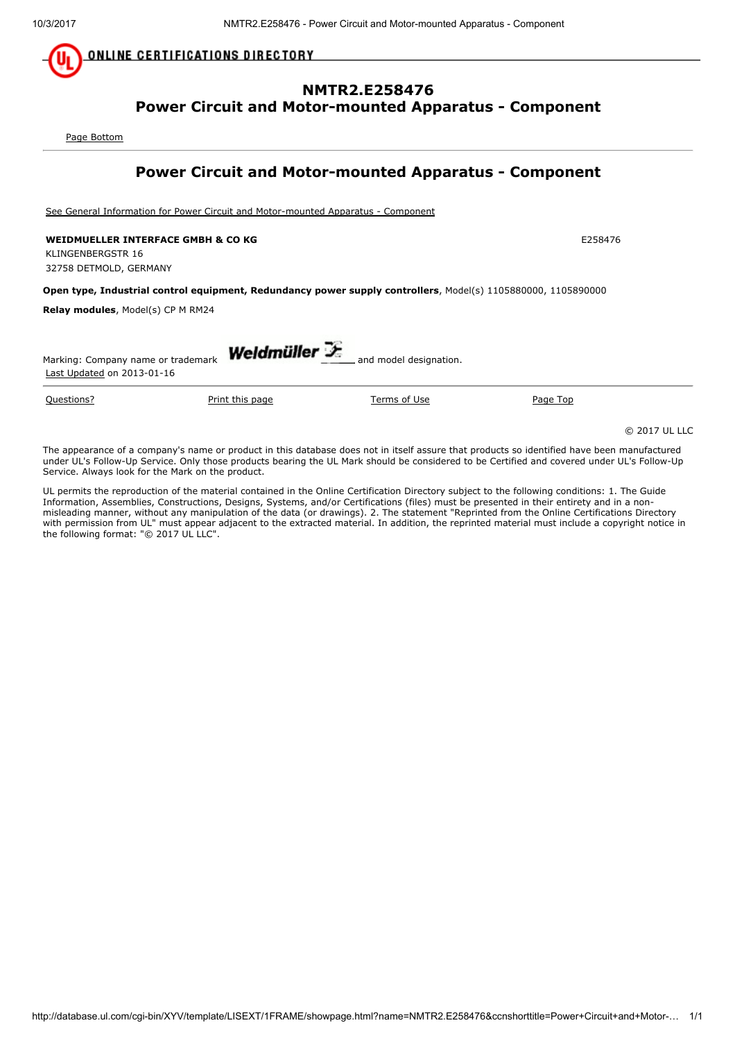ONLINE CERTIFICATIONS DIRECTORY

# NMTR2.E258476
# Power Circuit and Motor-mounted Apparatus - Component

Page Bottom

## Power Circuit and Motor-mounted Apparatus - Component

See General Information for Power Circuit and Motor-mounted Apparatus - Component

**WEIDMUELLER INTERFACE GMBH & CO KG** E258476
KLINGENBERGSTR 16
32758 DETMOLD, GERMANY

**Open type, Industrial control equipment, Redundancy power supply controllers**, Model(s) 1105880000, 1105890000

**Relay modules**, Model(s) CP M RM24

Marking: Company name or trademark Weidmüller and model designation.
Last Updated on 2013-01-16

Questions? Print this page Terms of Use Page Top

© 2017 UL LLC

The appearance of a company's name or product in this database does not in itself assure that products so identified have been manufactured under UL's Follow-Up Service. Only those products bearing the UL Mark should be considered to be Certified and covered under UL's Follow-Up Service. Always look for the Mark on the product.

UL permits the reproduction of the material contained in the Online Certification Directory subject to the following conditions: 1. The Guide Information, Assemblies, Constructions, Designs, Systems, and/or Certifications (files) must be presented in their entirety and in a non-misleading manner, without any manipulation of the data (or drawings). 2. The statement "Reprinted from the Online Certifications Directory with permission from UL" must appear adjacent to the extracted material. In addition, the reprinted material must include a copyright notice in the following format: "© 2017 UL LLC".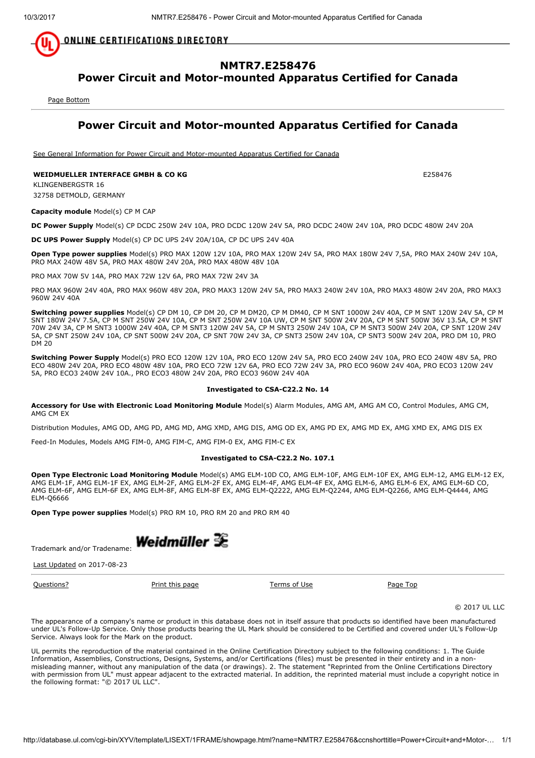ONLINE CERTIFICATIONS DIRECTORY

# NMTR7.E258476
# Power Circuit and Motor-mounted Apparatus Certified for Canada

Page Bottom

## Power Circuit and Motor-mounted Apparatus Certified for Canada

See General Information for Power Circuit and Motor-mounted Apparatus Certified for Canada

**WEIDMUELLER INTERFACE GMBH & CO KG** E258476
KLINGENBERGSTR 16
32758 DETMOLD, GERMANY

**Capacity module** Model(s) CP M CAP

**DC Power Supply** Model(s) CP DCDC 250W 24V 10A, PRO DCDC 120W 24V 5A, PRO DCDC 240W 24V 10A, PRO DCDC 480W 24V 20A

**DC UPS Power Supply** Model(s) CP DC UPS 24V 20A/10A, CP DC UPS 24V 40A

**Open Type power supplies** Model(s) PRO MAX 120W 12V 10A, PRO MAX 120W 24V 5A, PRO MAX 180W 24V 7,5A, PRO MAX 240W 24V 10A, PRO MAX 240W 48V 5A, PRO MAX 480W 24V 20A, PRO MAX 480W 48V 10A

PRO MAX 70W 5V 14A, PRO MAX 72W 12V 6A, PRO MAX 72W 24V 3A

PRO MAX 960W 24V 40A, PRO MAX 960W 48V 20A, PRO MAX3 120W 24V 5A, PRO MAX3 240W 24V 10A, PRO MAX3 480W 24V 20A, PRO MAX3 960W 24V 40A

**Switching power supplies** Model(s) CP DM 10, CP DM 20, CP M DM20, CP M DM40, CP M SNT 1000W 24V 40A, CP M SNT 120W 24V 5A, CP M SNT 180W 24V 7.5A, CP M SNT 250W 24V 10A, CP M SNT 250W 24V 10A UW, CP M SNT 500W 24V 20A, CP M SNT 500W 36V 13.5A, CP M SNT 70W 24V 3A, CP M SNT3 1000W 24V 40A, CP M SNT3 120W 24V 5A, CP M SNT3 250W 24V 10A, CP M SNT3 500W 24V 20A, CP SNT 120W 24V 5A, CP SNT 250W 24V 10A, CP SNT 500W 24V 20A, CP SNT 70W 24V 3A, CP SNT3 250W 24V 10A, CP SNT3 500W 24V 20A, PRO DM 10, PRO DM 20

**Switching Power Supply** Model(s) PRO ECO 120W 12V 10A, PRO ECO 120W 24V 5A, PRO ECO 240W 24V 10A, PRO ECO 240W 48V 5A, PRO ECO 480W 24V 20A, PRO ECO 480W 48V 10A, PRO ECO 72W 12V 6A, PRO ECO 72W 24V 3A, PRO ECO 960W 24V 40A, PRO ECO3 120W 24V 5A, PRO ECO3 240W 24V 10A., PRO ECO3 480W 24V 20A, PRO ECO3 960W 24V 40A

**Investigated to CSA-C22.2 No. 14**

**Accessory for Use with Electronic Load Monitoring Module** Model(s) Alarm Modules, AMG AM, AMG AM CO, Control Modules, AMG CM, AMG CM EX

Distribution Modules, AMG OD, AMG PD, AMG MD, AMG XMD, AMG DIS, AMG OD EX, AMG PD EX, AMG MD EX, AMG XMD EX, AMG DIS EX

Feed-In Modules, Models AMG FIM-0, AMG FIM-C, AMG FIM-0 EX, AMG FIM-C EX

**Investigated to CSA-C22.2 No. 107.1**

**Open Type Electronic Load Monitoring Module** Model(s) AMG ELM-10D CO, AMG ELM-10F, AMG ELM-10F EX, AMG ELM-12, AMG ELM-12 EX, AMG ELM-1F, AMG ELM-1F EX, AMG ELM-2F, AMG ELM-2F EX, AMG ELM-4F, AMG ELM-4F EX, AMG ELM-6, AMG ELM-6 EX, AMG ELM-6D CO, AMG ELM-6F, AMG ELM-6F EX, AMG ELM-8F, AMG ELM-8F EX, AMG ELM-Q2222, AMG ELM-Q2244, AMG ELM-Q2266, AMG ELM-Q4444, AMG ELM-Q6666

**Open Type power supplies** Model(s) PRO RM 10, PRO RM 20 and PRO RM 40

Trademark and/or Tradename: Weidmüller

Last Updated on 2017-08-23

Questions? Print this page Terms of Use Page Top

© 2017 UL LLC

The appearance of a company's name or product in this database does not in itself assure that products so identified have been manufactured under UL's Follow-Up Service. Only those products bearing the UL Mark should be considered to be Certified and covered under UL's Follow-Up Service. Always look for the Mark on the product.

UL permits the reproduction of the material contained in the Online Certification Directory subject to the following conditions: 1. The Guide Information, Assemblies, Constructions, Designs, Systems, and/or Certifications (files) must be presented in their entirety and in a non-misleading manner, without any manipulation of the data (or drawings). 2. The statement "Reprinted from the Online Certifications Directory with permission from UL" must appear adjacent to the extracted material. In addition, the reprinted material must include a copyright notice in the following format: "© 2017 UL LLC".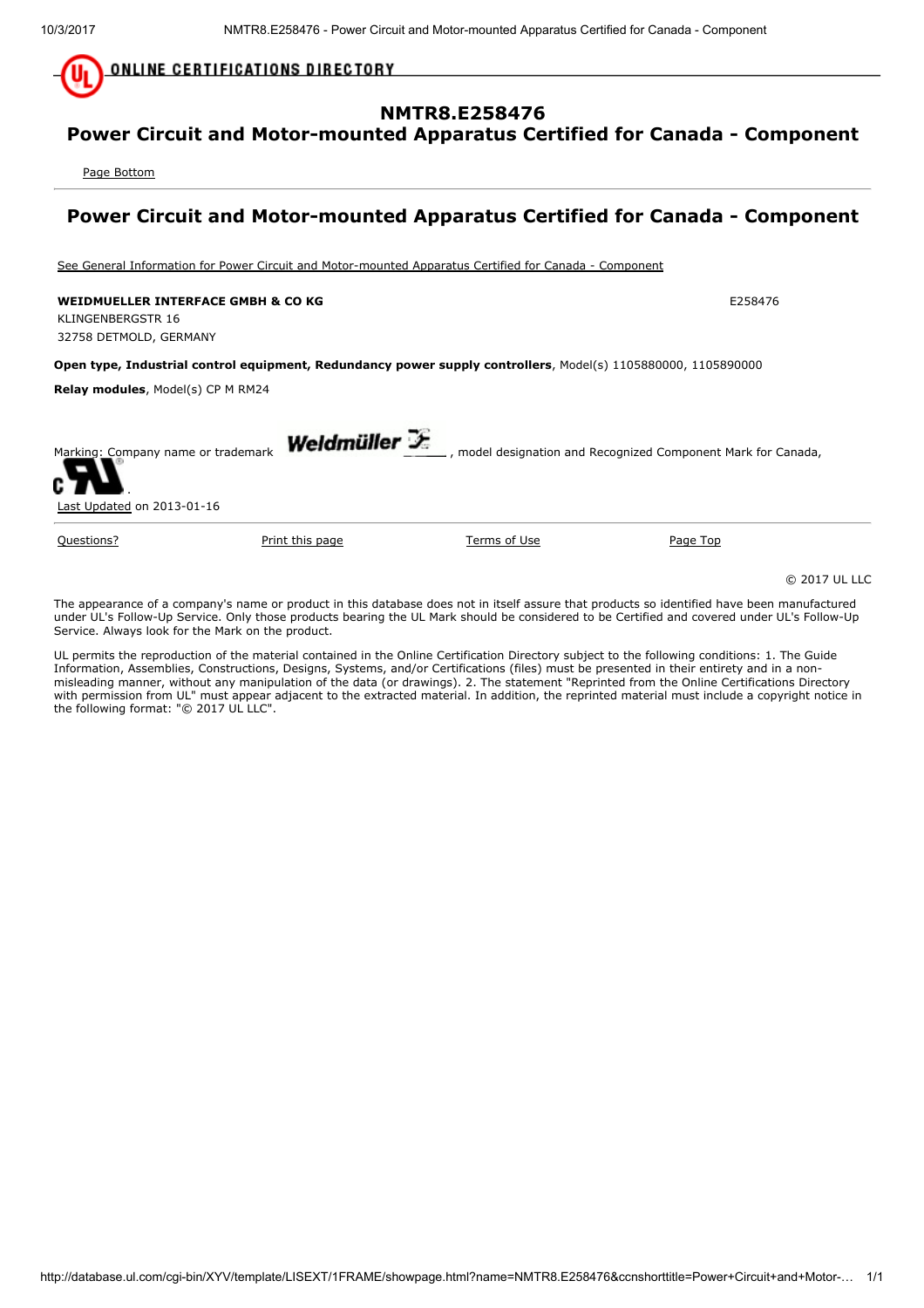ONLINE CERTIFICATIONS DIRECTORY

# NMTR8.E258476
# Power Circuit and Motor-mounted Apparatus Certified for Canada - Component

Page Bottom

## Power Circuit and Motor-mounted Apparatus Certified for Canada - Component

See General Information for Power Circuit and Motor-mounted Apparatus Certified for Canada - Component

**WEIDMUELLER INTERFACE GMBH & CO KG** E258476
KLINGENBERGSTR 16
32758 DETMOLD, GERMANY

**Open type, Industrial control equipment, Redundancy power supply controllers**, Model(s) 1105880000, 1105890000

**Relay modules**, Model(s) CP M RM24

Marking: Company name or trademark Weidmüller ______, model designation and Recognized Component Mark for Canada, .

Last Updated on 2013-01-16

Questions? Print this page Terms of Use Page Top

© 2017 UL LLC

The appearance of a company's name or product in this database does not in itself assure that products so identified have been manufactured under UL's Follow-Up Service. Only those products bearing the UL Mark should be considered to be Certified and covered under UL's Follow-Up Service. Always look for the Mark on the product.

UL permits the reproduction of the material contained in the Online Certification Directory subject to the following conditions: 1. The Guide Information, Assemblies, Constructions, Designs, Systems, and/or Certifications (files) must be presented in their entirety and in a non-misleading manner, without any manipulation of the data (or drawings). 2. The statement "Reprinted from the Online Certifications Directory with permission from UL" must appear adjacent to the extracted material. In addition, the reprinted material must include a copyright notice in the following format: "© 2017 UL LLC".